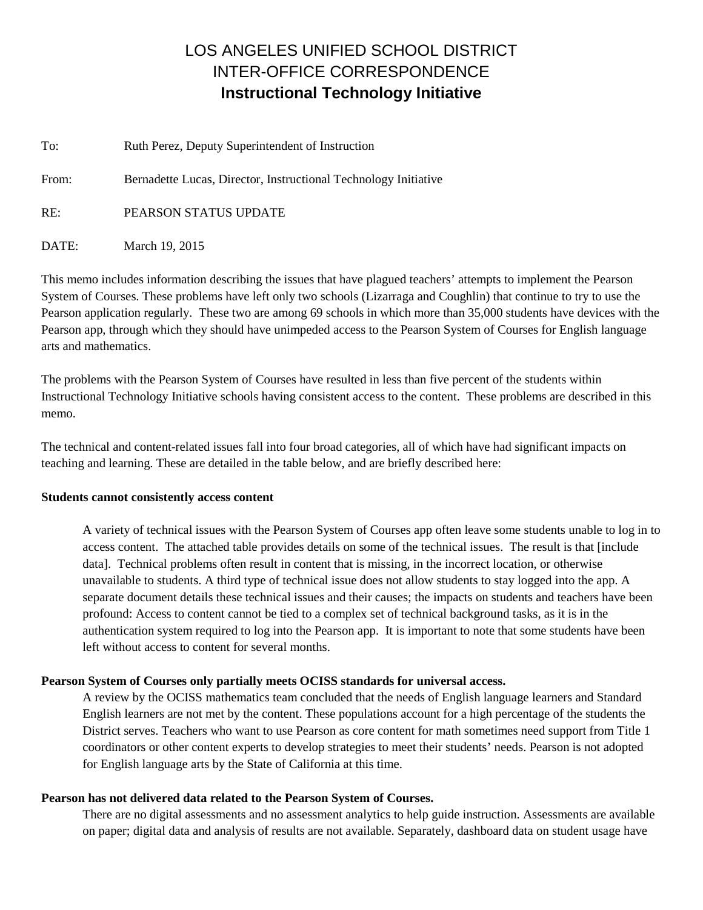# LOS ANGELES UNIFIED SCHOOL DISTRICT
# INTER-OFFICE CORRESPONDENCE
## Instructional Technology Initiative

To: Ruth Perez, Deputy Superintendent of Instruction

From: Bernadette Lucas, Director, Instructional Technology Initiative

RE: PEARSON STATUS UPDATE

DATE: March 19, 2015

This memo includes information describing the issues that have plagued teachers' attempts to implement the Pearson System of Courses. These problems have left only two schools (Lizarraga and Coughlin) that continue to try to use the Pearson application regularly. These two are among 69 schools in which more than 35,000 students have devices with the Pearson app, through which they should have unimpeded access to the Pearson System of Courses for English language arts and mathematics.

The problems with the Pearson System of Courses have resulted in less than five percent of the students within Instructional Technology Initiative schools having consistent access to the content. These problems are described in this memo.

The technical and content-related issues fall into four broad categories, all of which have had significant impacts on teaching and learning. These are detailed in the table below, and are briefly described here:

**Students cannot consistently access content**

A variety of technical issues with the Pearson System of Courses app often leave some students unable to log in to access content. The attached table provides details on some of the technical issues. The result is that [include data]. Technical problems often result in content that is missing, in the incorrect location, or otherwise unavailable to students. A third type of technical issue does not allow students to stay logged into the app. A separate document details these technical issues and their causes; the impacts on students and teachers have been profound: Access to content cannot be tied to a complex set of technical background tasks, as it is in the authentication system required to log into the Pearson app. It is important to note that some students have been left without access to content for several months.

**Pearson System of Courses only partially meets OCISS standards for universal access.**

A review by the OCISS mathematics team concluded that the needs of English language learners and Standard English learners are not met by the content. These populations account for a high percentage of the students the District serves. Teachers who want to use Pearson as core content for math sometimes need support from Title 1 coordinators or other content experts to develop strategies to meet their students' needs. Pearson is not adopted for English language arts by the State of California at this time.

**Pearson has not delivered data related to the Pearson System of Courses.**

There are no digital assessments and no assessment analytics to help guide instruction. Assessments are available on paper; digital data and analysis of results are not available. Separately, dashboard data on student usage have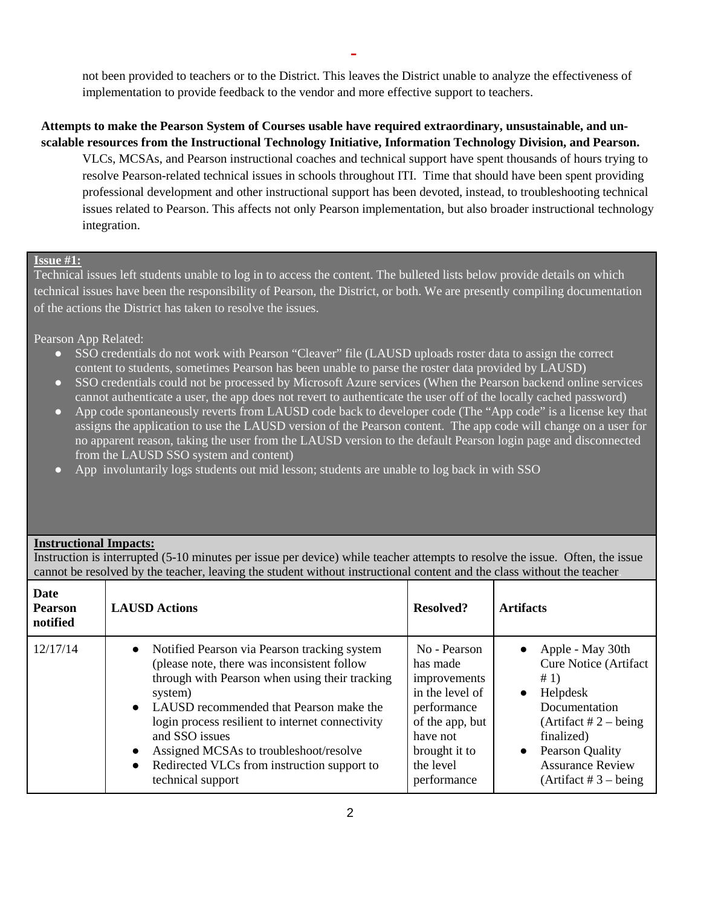not been provided to teachers or to the District. This leaves the District unable to analyze the effectiveness of implementation to provide feedback to the vendor and more effective support to teachers.

**Attempts to make the Pearson System of Courses usable have required extraordinary, unsustainable, and un-scalable resources from the Instructional Technology Initiative, Information Technology Division, and Pearson.**

VLCs, MCSAs, and Pearson instructional coaches and technical support have spent thousands of hours trying to resolve Pearson-related technical issues in schools throughout ITI. Time that should have been spent providing professional development and other instructional support has been devoted, instead, to troubleshooting technical issues related to Pearson. This affects not only Pearson implementation, but also broader instructional technology integration.

**Issue #1:**

Technical issues left students unable to log in to access the content. The bulleted lists below provide details on which technical issues have been the responsibility of Pearson, the District, or both. We are presently compiling documentation of the actions the District has taken to resolve the issues.

Pearson App Related:

- SSO credentials do not work with Pearson "Cleaver" file (LAUSD uploads roster data to assign the correct content to students, sometimes Pearson has been unable to parse the roster data provided by LAUSD)
- SSO credentials could not be processed by Microsoft Azure services (When the Pearson backend online services cannot authenticate a user, the app does not revert to authenticate the user off of the locally cached password)
- App code spontaneously reverts from LAUSD code back to developer code (The "App code" is a license key that assigns the application to use the LAUSD version of the Pearson content. The app code will change on a user for no apparent reason, taking the user from the LAUSD version to the default Pearson login page and disconnected from the LAUSD SSO system and content)
- App involuntarily logs students out mid lesson; students are unable to log back in with SSO

**Instructional Impacts:**

Instruction is interrupted (5-10 minutes per issue per device) while teacher attempts to resolve the issue. Often, the issue cannot be resolved by the teacher, leaving the student without instructional content and the class without the teacher.

| Date Pearson notified | LAUSD Actions | Resolved? | Artifacts |
|---|---|---|---|
| 12/17/14 | • Notified Pearson via Pearson tracking system (please note, there was inconsistent follow through with Pearson when using their tracking system)<br>• LAUSD recommended that Pearson make the login process resilient to internet connectivity and SSO issues<br>• Assigned MCSAs to troubleshoot/resolve<br>• Redirected VLCs from instruction support to technical support | No - Pearson has made improvements in the level of performance of the app, but have not brought it to the level performance | • Apple - May 30th Cure Notice (Artifact # 1)<br>• Helpdesk Documentation (Artifact # 2 – being finalized)<br>• Pearson Quality Assurance Review (Artifact # 3 – being |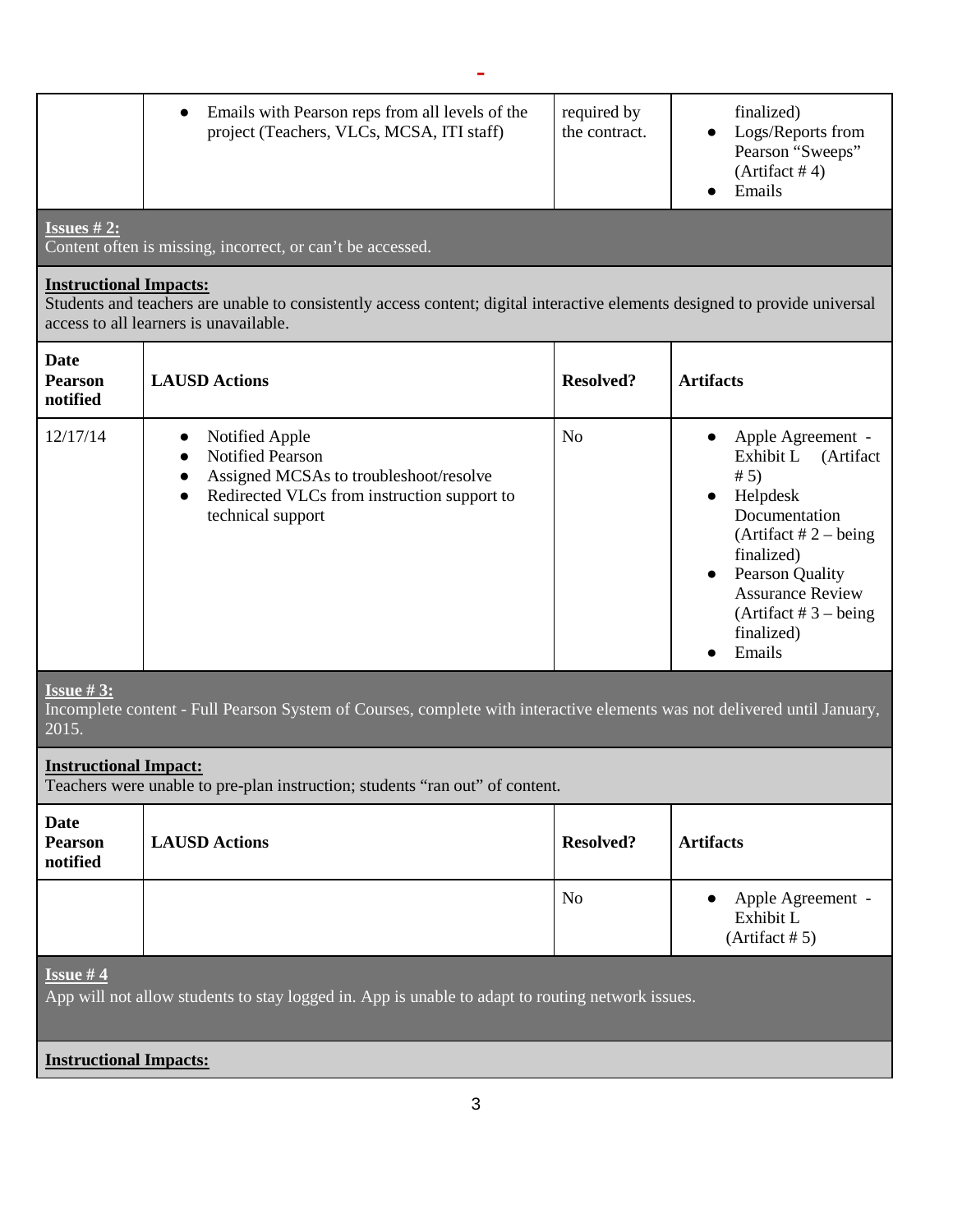| | LAUSD Actions | Resolved? | Artifacts |
|---|---|---|---|
| | • Emails with Pearson reps from all levels of the project (Teachers, VLCs, MCSA, ITI staff) | required by the contract. | finalized) • Logs/Reports from Pearson "Sweeps" (Artifact # 4) • Emails |

**Issues # 2:**
Content often is missing, incorrect, or can't be accessed.

**Instructional Impacts:**
Students and teachers are unable to consistently access content; digital interactive elements designed to provide universal access to all learners is unavailable.

| Date Pearson notified | LAUSD Actions | Resolved? | Artifacts |
|---|---|---|---|
| 12/17/14 | • Notified Apple • Notified Pearson • Assigned MCSAs to troubleshoot/resolve • Redirected VLCs from instruction support to technical support | No | • Apple Agreement - Exhibit L (Artifact # 5) • Helpdesk Documentation (Artifact # 2 – being finalized) • Pearson Quality Assurance Review (Artifact # 3 – being finalized) • Emails |

**Issue # 3:**
Incomplete content - Full Pearson System of Courses, complete with interactive elements was not delivered until January, 2015.

**Instructional Impact:**
Teachers were unable to pre-plan instruction; students "ran out" of content.

| Date Pearson notified | LAUSD Actions | Resolved? | Artifacts |
|---|---|---|---|
| | | No | • Apple Agreement - Exhibit L (Artifact # 5) |

**Issue # 4**
App will not allow students to stay logged in. App is unable to adapt to routing network issues.

**Instructional Impacts:**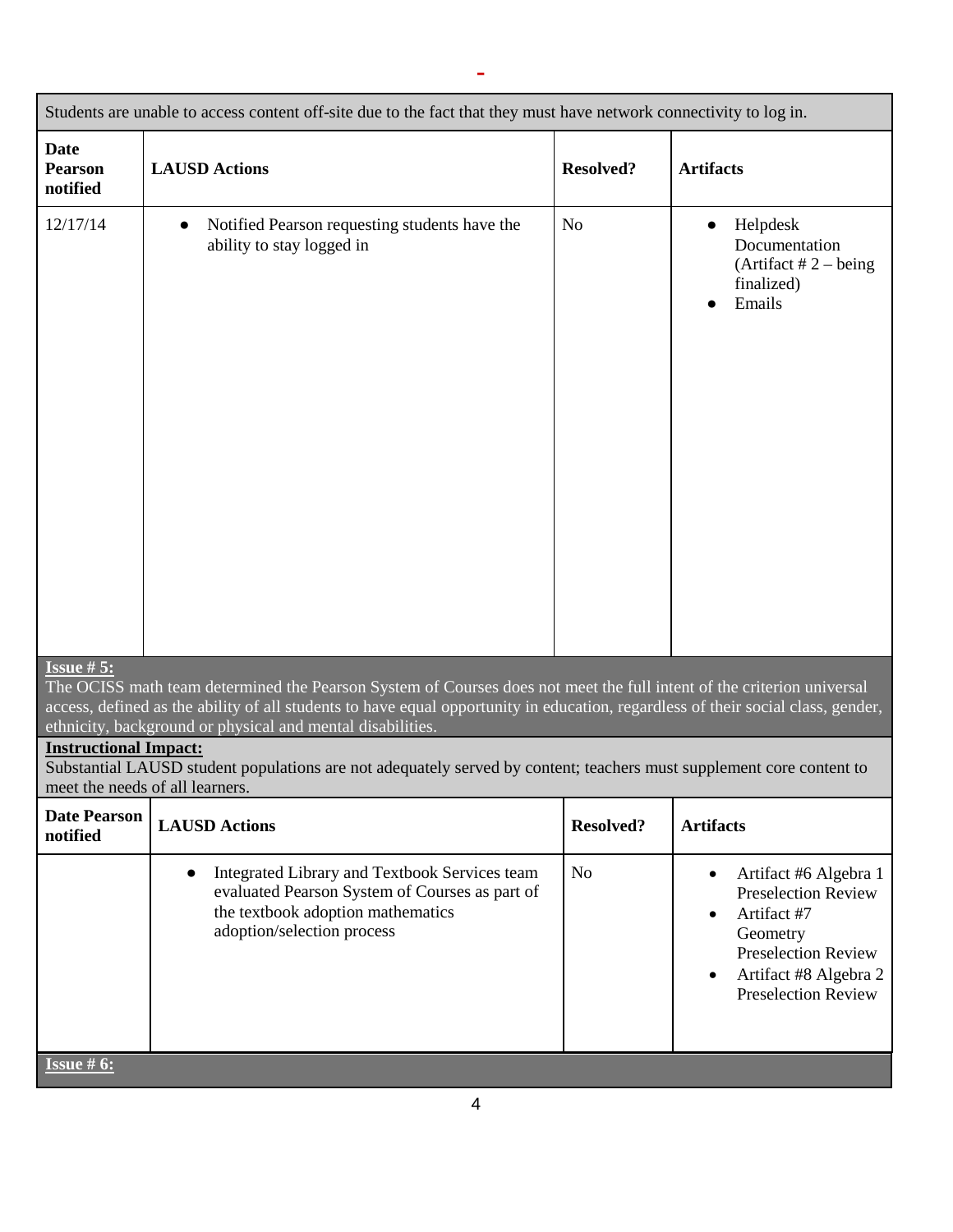Students are unable to access content off-site due to the fact that they must have network connectivity to log in.

| Date Pearson notified | LAUSD Actions | Resolved? | Artifacts |
|---|---|---|---|
| 12/17/14 | • Notified Pearson requesting students have the ability to stay logged in | No | • Helpdesk Documentation (Artifact # 2 – being finalized)<br>• Emails |

**Issue # 5:**

The OCISS math team determined the Pearson System of Courses does not meet the full intent of the criterion universal access, defined as the ability of all students to have equal opportunity in education, regardless of their social class, gender, ethnicity, background or physical and mental disabilities.

**Instructional Impact:**

Substantial LAUSD student populations are not adequately served by content; teachers must supplement core content to meet the needs of all learners.

| Date Pearson notified | LAUSD Actions | Resolved? | Artifacts |
|---|---|---|---|
| | • Integrated Library and Textbook Services team evaluated Pearson System of Courses as part of the textbook adoption mathematics adoption/selection process | No | • Artifact #6 Algebra 1 Preselection Review<br>• Artifact #7 Geometry Preselection Review<br>• Artifact #8 Algebra 2 Preselection Review |

**Issue # 6:**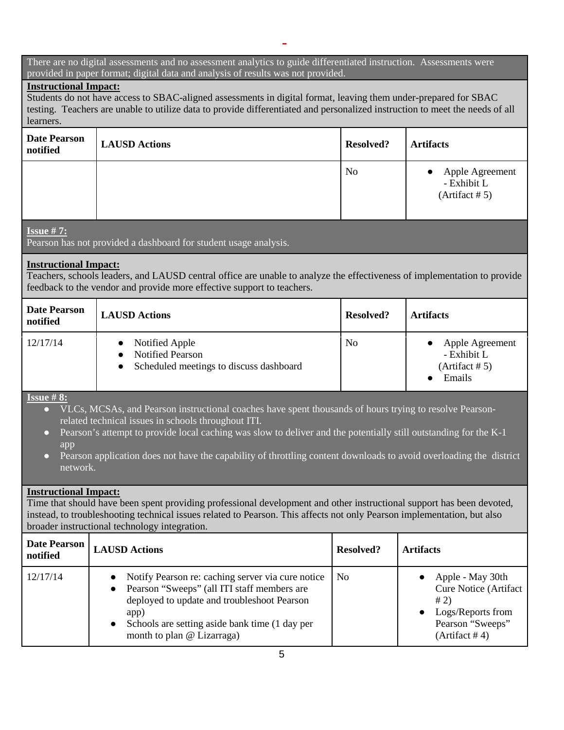There are no digital assessments and no assessment analytics to guide differentiated instruction. Assessments were provided in paper format; digital data and analysis of results was not provided.

**Instructional Impact:**
Students do not have access to SBAC-aligned assessments in digital format, leaving them under-prepared for SBAC testing. Teachers are unable to utilize data to provide differentiated and personalized instruction to meet the needs of all learners.

| Date Pearson notified | LAUSD Actions | Resolved? | Artifacts |
| --- | --- | --- | --- |
| | | No | • Apple Agreement - Exhibit L (Artifact # 5) |

**Issue # 7:**
Pearson has not provided a dashboard for student usage analysis.

**Instructional Impact:**
Teachers, schools leaders, and LAUSD central office are unable to analyze the effectiveness of implementation to provide feedback to the vendor and provide more effective support to teachers.

| Date Pearson notified | LAUSD Actions | Resolved? | Artifacts |
| --- | --- | --- | --- |
| 12/17/14 | • Notified Apple<br>• Notified Pearson<br>• Scheduled meetings to discuss dashboard | No | • Apple Agreement - Exhibit L (Artifact # 5)<br>• Emails |

**Issue # 8:**
- VLCs, MCSAs, and Pearson instructional coaches have spent thousands of hours trying to resolve Pearson-related technical issues in schools throughout ITI.
- Pearson's attempt to provide local caching was slow to deliver and the potentially still outstanding for the K-1 app
- Pearson application does not have the capability of throttling content downloads to avoid overloading the district network.

**Instructional Impact:**
Time that should have been spent providing professional development and other instructional support has been devoted, instead, to troubleshooting technical issues related to Pearson. This affects not only Pearson implementation, but also broader instructional technology integration.

| Date Pearson notified | LAUSD Actions | Resolved? | Artifacts |
| --- | --- | --- | --- |
| 12/17/14 | • Notify Pearson re: caching server via cure notice<br>• Pearson "Sweeps" (all ITI staff members are deployed to update and troubleshoot Pearson app)<br>• Schools are setting aside bank time (1 day per month to plan @ Lizarraga) | No | • Apple - May 30th Cure Notice (Artifact # 2)<br>• Logs/Reports from Pearson "Sweeps" (Artifact # 4) |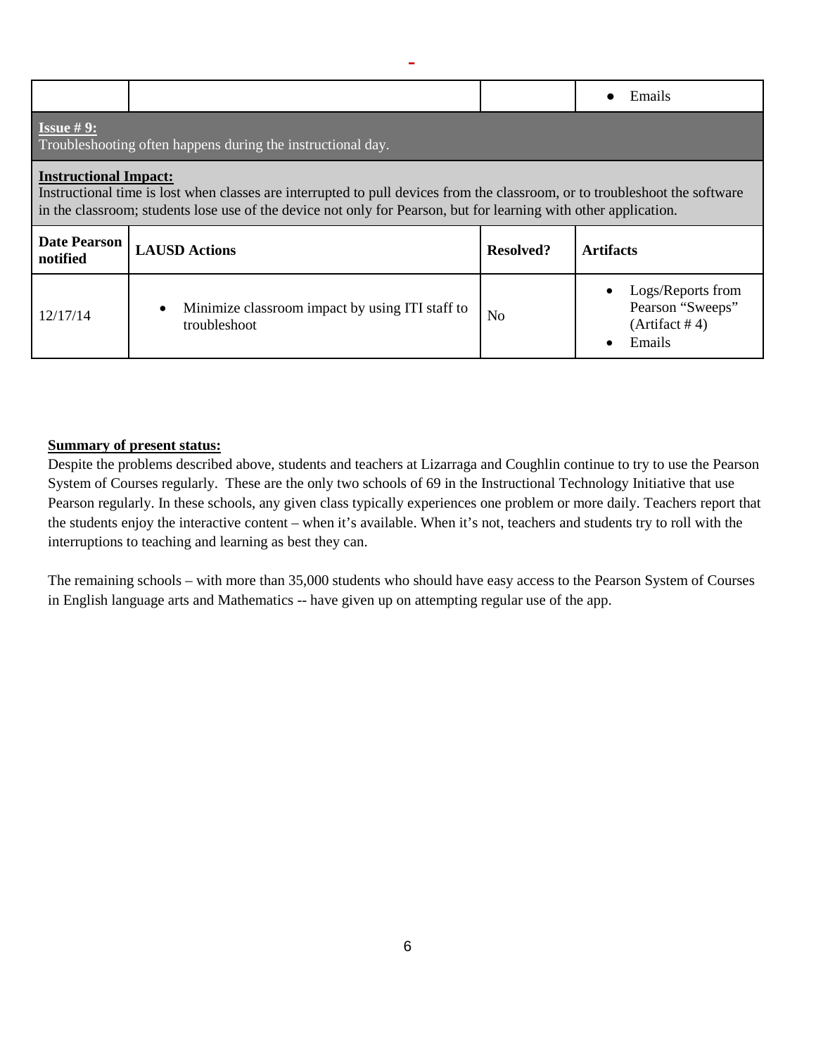| | | | |
|---|---|---|---|
| | | | • Emails |

**Issue # 9:**
Troubleshooting often happens during the instructional day.

**Instructional Impact:**
Instructional time is lost when classes are interrupted to pull devices from the classroom, or to troubleshoot the software in the classroom; students lose use of the device not only for Pearson, but for learning with other application.

| Date Pearson notified | LAUSD Actions | Resolved? | Artifacts |
|---|---|---|---|
| 12/17/14 | • Minimize classroom impact by using ITI staff to troubleshoot | No | • Logs/Reports from Pearson "Sweeps" (Artifact # 4)<br>• Emails |

**Summary of present status:**

Despite the problems described above, students and teachers at Lizarraga and Coughlin continue to try to use the Pearson System of Courses regularly. These are the only two schools of 69 in the Instructional Technology Initiative that use Pearson regularly. In these schools, any given class typically experiences one problem or more daily. Teachers report that the students enjoy the interactive content – when it's available. When it's not, teachers and students try to roll with the interruptions to teaching and learning as best they can.

The remaining schools – with more than 35,000 students who should have easy access to the Pearson System of Courses in English language arts and Mathematics -- have given up on attempting regular use of the app.